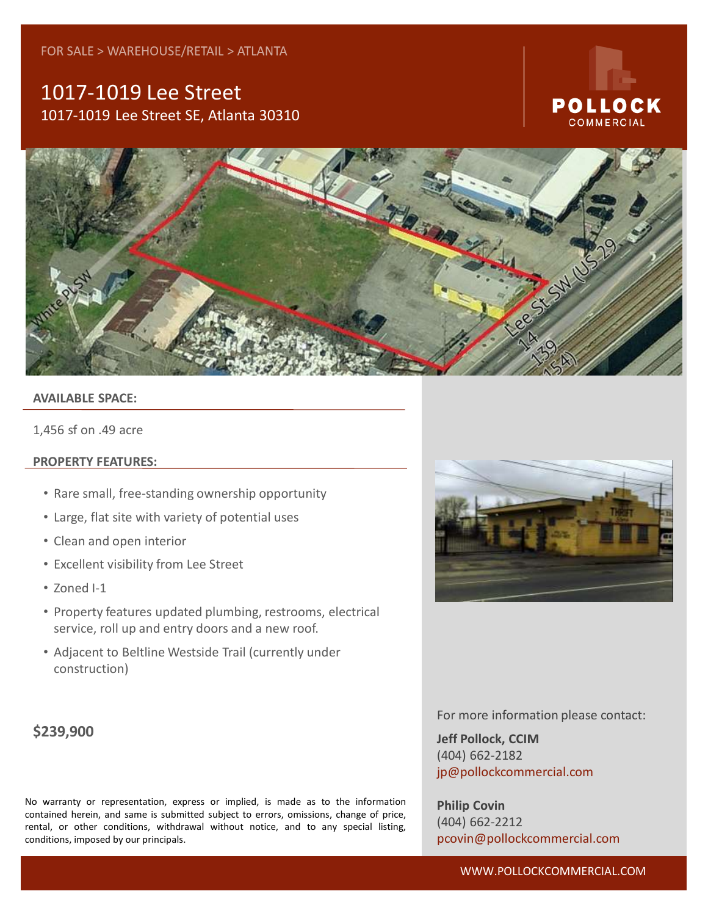FOR SALE > WAREHOUSE/RETAIL > ATLANTA

# 1017-1019 Lee Street

1017-1019 Lee Street SE, Atlanta 30310

POLLOCK COMMERCIAL

## AVAILABLE SPACE:

1,456 sf on .49 acre

## PROPERTY FEATURES:

- Rare small, free-standing ownership opportunity
- Large, flat site with variety of potential uses
- Clean and open interior
- Excellent visibility from Lee Street
- Zoned I-1
- Property features updated plumbing, restrooms, electrical service, roll up and entry doors and a new roof.
- Adjacent to Beltline Westside Trail (currently under construction)

**$239,900**

No warranty or representation, express or implied, is made as to the information contained herein, and same is submitted subject to errors, omissions, change of price, rental, or other conditions, withdrawal without notice, and to any special listing, conditions, imposed by our principals.

For more information please contact:

**Jeff Pollock, CCIM**
(404) 662-2182
jp@pollockcommercial.com

**Philip Covin**
(404) 662-2212
pcovin@pollockcommercial.com

WWW.POLLOCKCOMMERCIAL.COM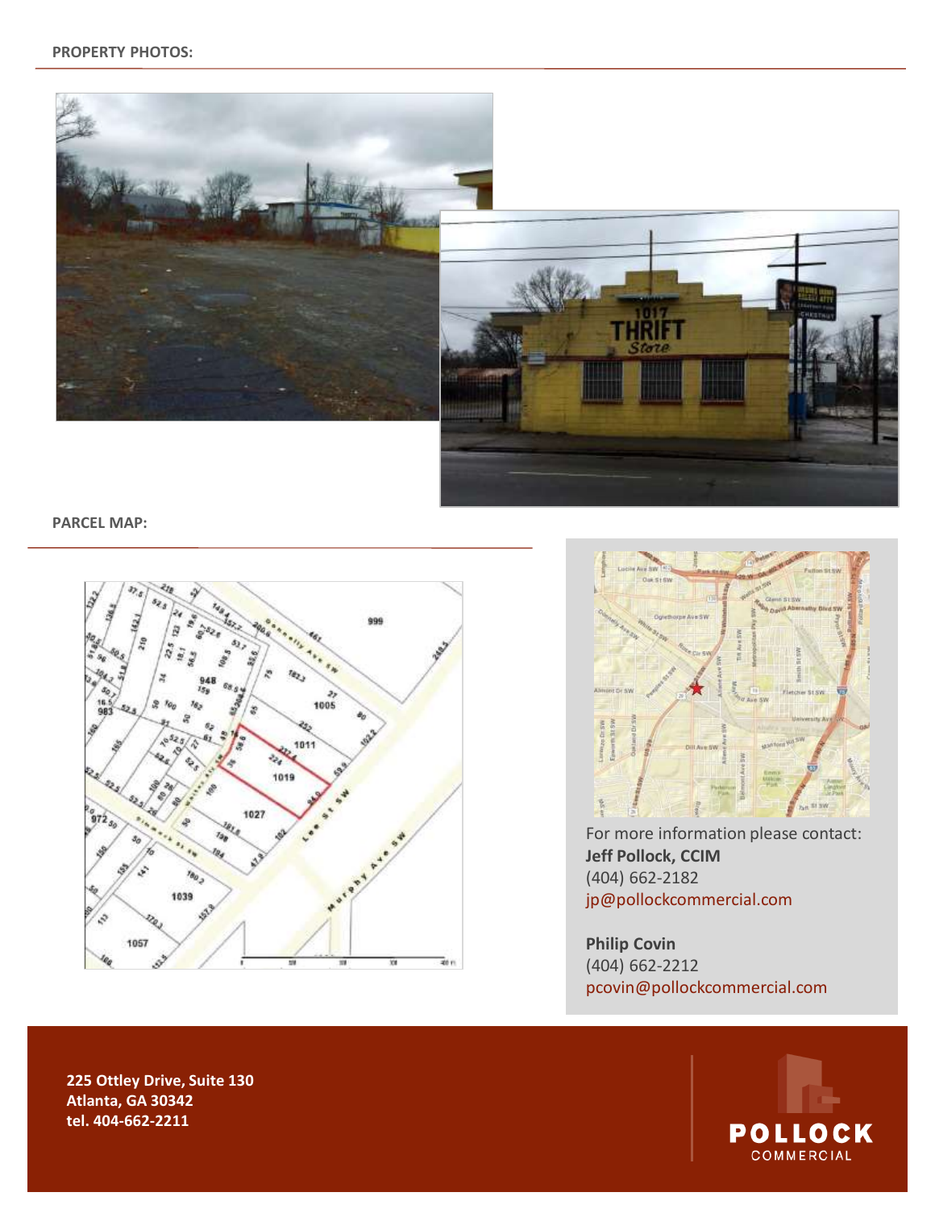**PROPERTY PHOTOS:**

**PARCEL MAP:**

For more information please contact:

**Jeff Pollock, CCIM**
(404) 662-2182
jp@pollockcommercial.com

**Philip Covin**
(404) 662-2212
pcovin@pollockcommercial.com

**225 Ottley Drive, Suite 130**
**Atlanta, GA 30342**
**tel. 404-662-2211**

POLLOCK COMMERCIAL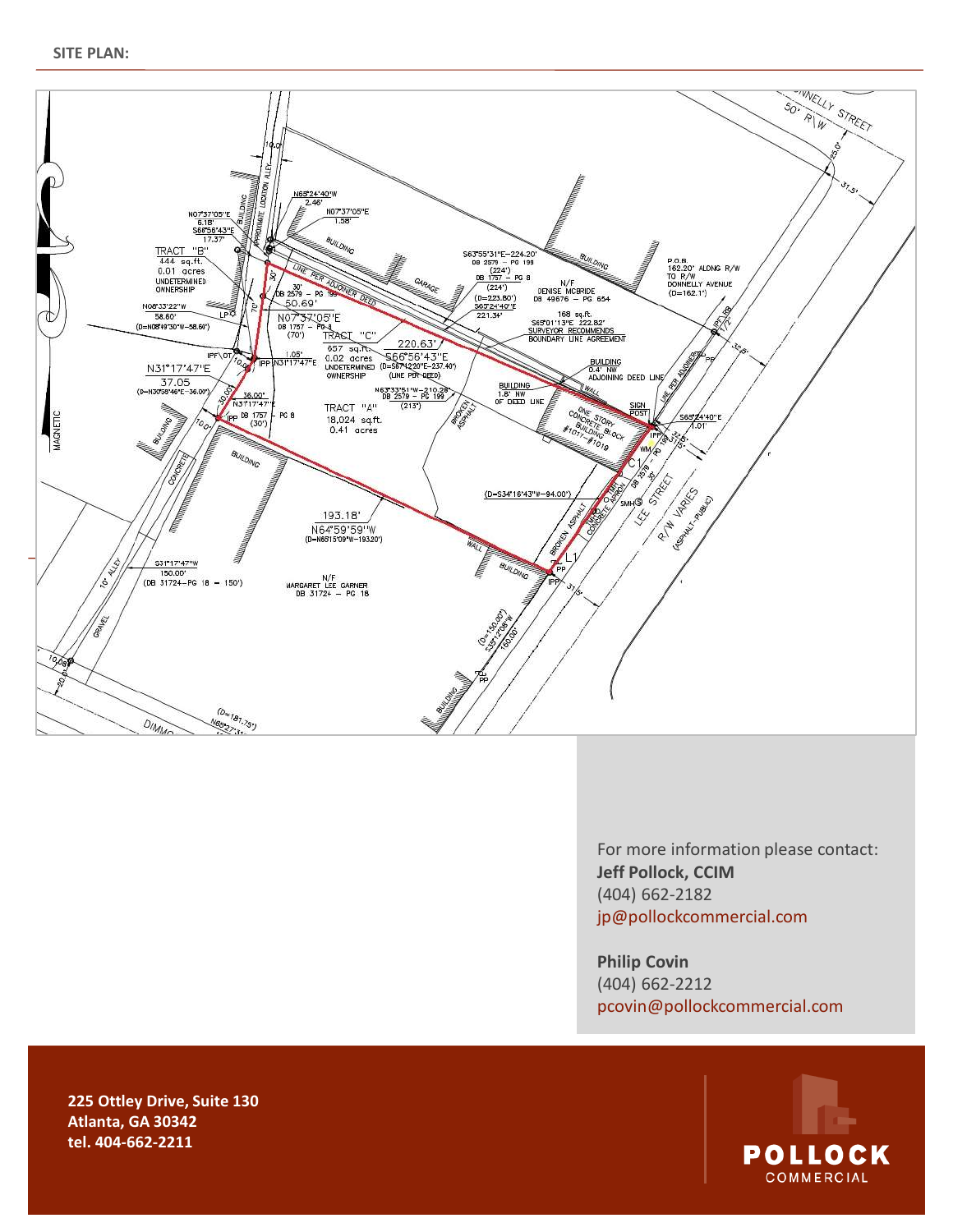**SITE PLAN:**

For more information please contact:
**Jeff Pollock, CCIM**
(404) 662-2182
jp@pollockcommercial.com

**Philip Covin**
(404) 662-2212
pcovin@pollockcommercial.com

**225 Ottley Drive, Suite 130**
**Atlanta, GA 30342**
**tel. 404-662-2211**

POLLOCK
COMMERCIAL